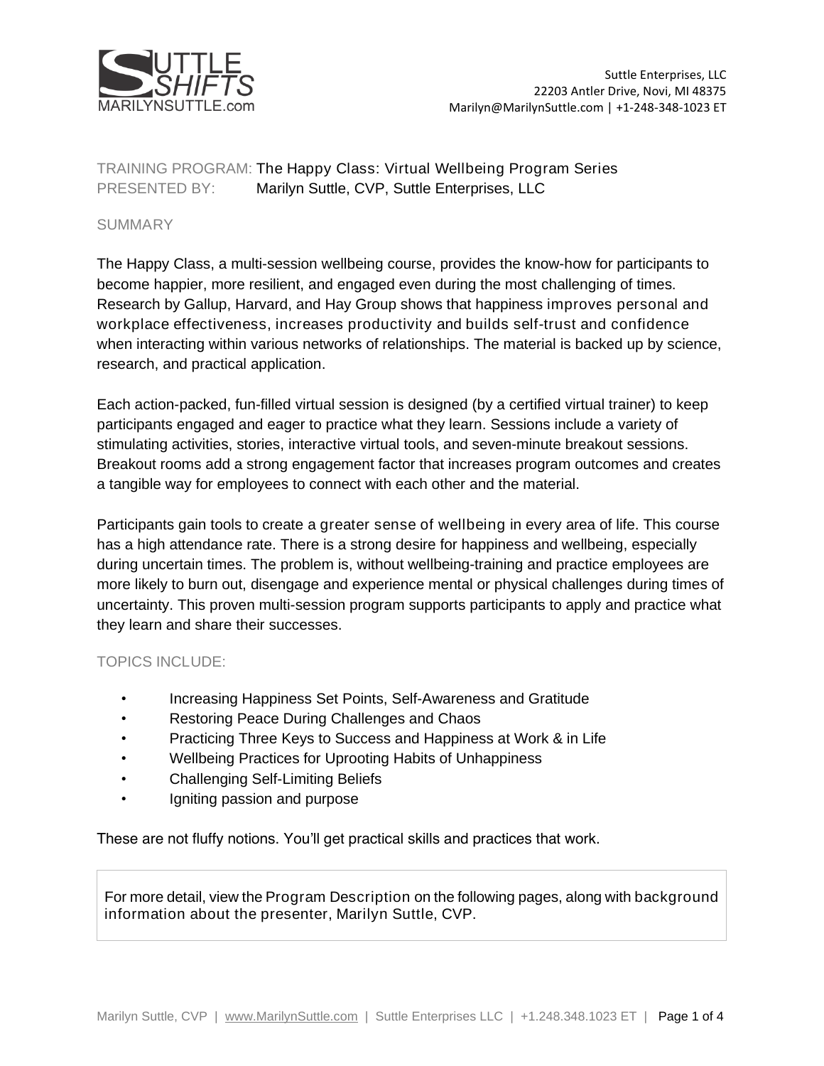SUTTLE SHIFTS
MARILYNSUTTLE.com

Suttle Enterprises, LLC
22203 Antler Drive, Novi, MI 48375
Marilyn@MarilynSuttle.com | +1-248-348-1023 ET

TRAINING PROGRAM: The Happy Class: Virtual Wellbeing Program Series
PRESENTED BY: Marilyn Suttle, CVP, Suttle Enterprises, LLC

## SUMMARY

The Happy Class, a multi-session wellbeing course, provides the know-how for participants to become happier, more resilient, and engaged even during the most challenging of times. Research by Gallup, Harvard, and Hay Group shows that happiness improves personal and workplace effectiveness, increases productivity and builds self-trust and confidence when interacting within various networks of relationships. The material is backed up by science, research, and practical application.

Each action-packed, fun-filled virtual session is designed (by a certified virtual trainer) to keep participants engaged and eager to practice what they learn. Sessions include a variety of stimulating activities, stories, interactive virtual tools, and seven-minute breakout sessions. Breakout rooms add a strong engagement factor that increases program outcomes and creates a tangible way for employees to connect with each other and the material.

Participants gain tools to create a greater sense of wellbeing in every area of life. This course has a high attendance rate. There is a strong desire for happiness and wellbeing, especially during uncertain times. The problem is, without wellbeing-training and practice employees are more likely to burn out, disengage and experience mental or physical challenges during times of uncertainty. This proven multi-session program supports participants to apply and practice what they learn and share their successes.

## TOPICS INCLUDE:

- Increasing Happiness Set Points, Self-Awareness and Gratitude
- Restoring Peace During Challenges and Chaos
- Practicing Three Keys to Success and Happiness at Work & in Life
- Wellbeing Practices for Uprooting Habits of Unhappiness
- Challenging Self-Limiting Beliefs
- Igniting passion and purpose

These are not fluffy notions. You'll get practical skills and practices that work.

For more detail, view the Program Description on the following pages, along with background information about the presenter, Marilyn Suttle, CVP.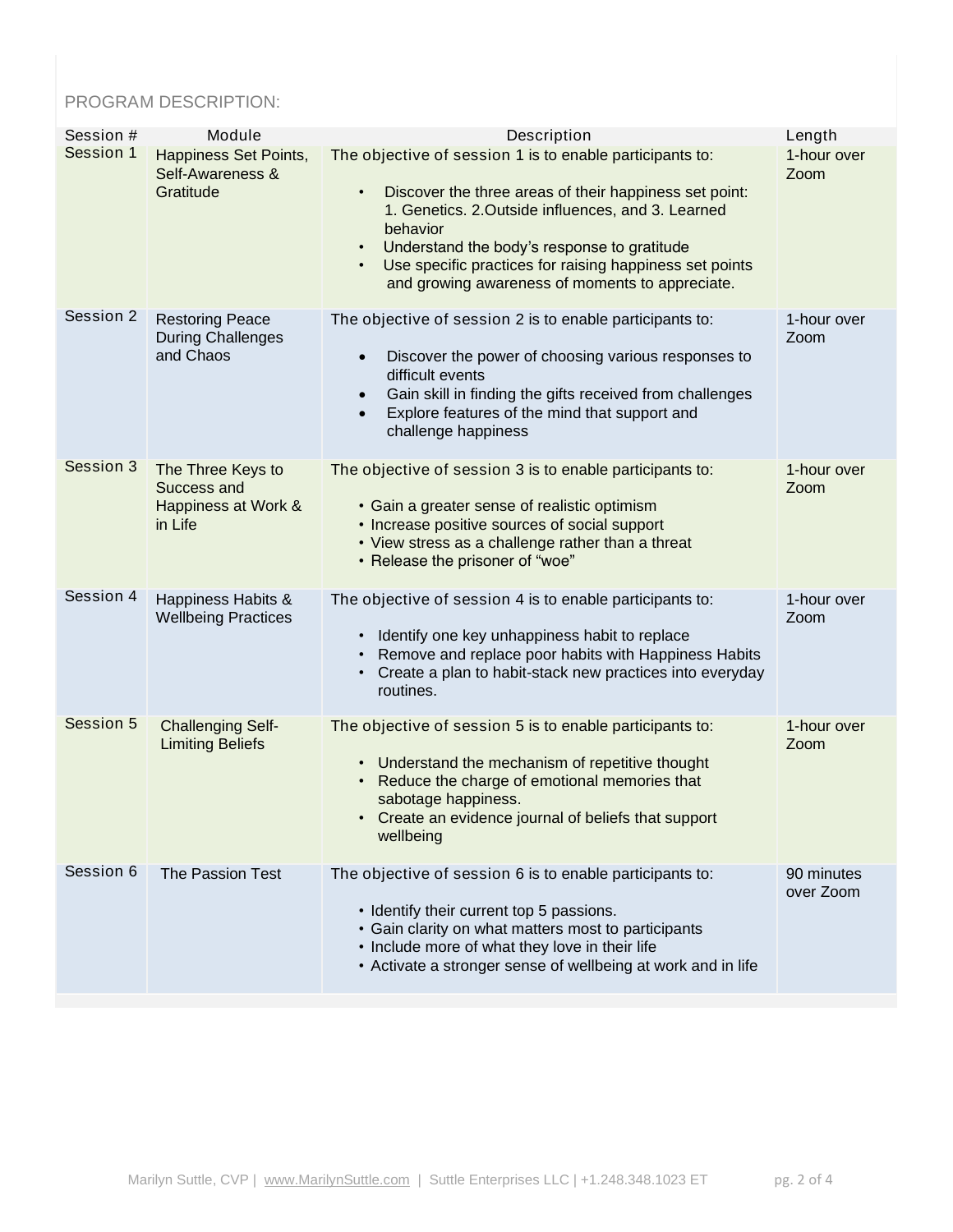PROGRAM DESCRIPTION:

| Session # | Module | Description | Length |
|---|---|---|---|
| Session 1 | Happiness Set Points, Self-Awareness & Gratitude | The objective of session 1 is to enable participants to:<br>• Discover the three areas of their happiness set point: 1. Genetics. 2.Outside influences, and 3. Learned behavior<br>• Understand the body's response to gratitude<br>• Use specific practices for raising happiness set points and growing awareness of moments to appreciate. | 1-hour over Zoom |
| Session 2 | Restoring Peace During Challenges and Chaos | The objective of session 2 is to enable participants to:<br>• Discover the power of choosing various responses to difficult events<br>• Gain skill in finding the gifts received from challenges<br>• Explore features of the mind that support and challenge happiness | 1-hour over Zoom |
| Session 3 | The Three Keys to Success and Happiness at Work & in Life | The objective of session 3 is to enable participants to:<br>• Gain a greater sense of realistic optimism<br>• Increase positive sources of social support<br>• View stress as a challenge rather than a threat<br>• Release the prisoner of "woe" | 1-hour over Zoom |
| Session 4 | Happiness Habits & Wellbeing Practices | The objective of session 4 is to enable participants to:<br>• Identify one key unhappiness habit to replace<br>• Remove and replace poor habits with Happiness Habits<br>• Create a plan to habit-stack new practices into everyday routines. | 1-hour over Zoom |
| Session 5 | Challenging Self-Limiting Beliefs | The objective of session 5 is to enable participants to:<br>• Understand the mechanism of repetitive thought<br>• Reduce the charge of emotional memories that sabotage happiness.<br>• Create an evidence journal of beliefs that support wellbeing | 1-hour over Zoom |
| Session 6 | The Passion Test | The objective of session 6 is to enable participants to:<br>• Identify their current top 5 passions.<br>• Gain clarity on what matters most to participants<br>• Include more of what they love in their life<br>• Activate a stronger sense of wellbeing at work and in life | 90 minutes over Zoom |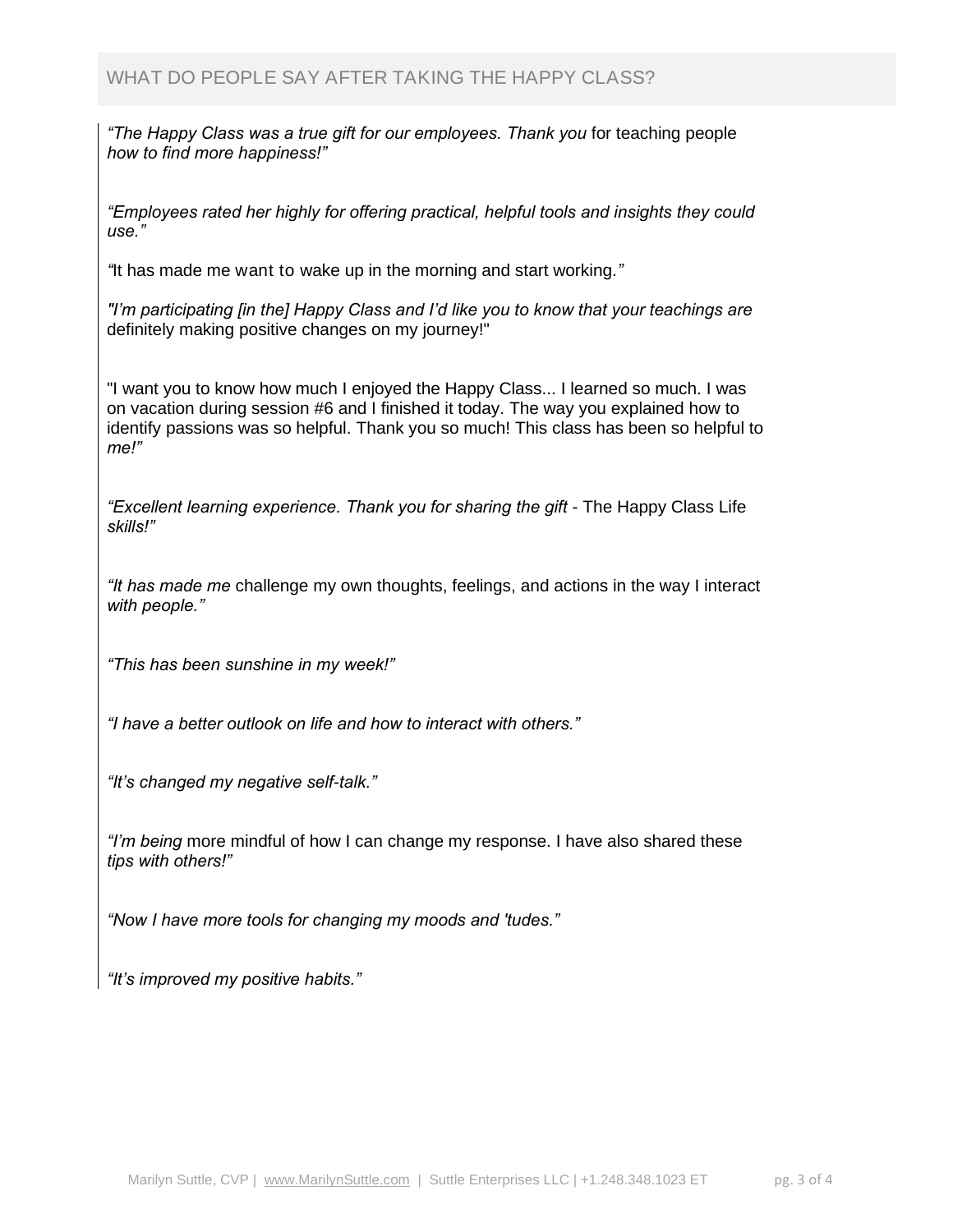## WHAT DO PEOPLE SAY AFTER TAKING THE HAPPY CLASS?

*"The Happy Class was a true gift for our employees. Thank you* for teaching people *how to find more happiness!"*

*"Employees rated her highly for offering practical, helpful tools and insights they could use."*

*"*It has made me want to wake up in the morning and start working.*"*

*"I'm participating [in the] Happy Class and I'd like you to know that your teachings are* definitely making positive changes on my journey!"

"I want you to know how much I enjoyed the Happy Class... I learned so much. I was on vacation during session #6 and I finished it today. The way you explained how to identify passions was so helpful. Thank you so much! This class has been so helpful to *me!"*

*"Excellent learning experience. Thank you for sharing the gift* - The Happy Class Life *skills!"*

*"It has made me* challenge my own thoughts, feelings, and actions in the way I interact *with people."*

*"This has been sunshine in my week!"*

*"I have a better outlook on life and how to interact with others."*

*"It's changed my negative self-talk."*

*"I'm being* more mindful of how I can change my response. I have also shared these *tips with others!"*

*"Now I have more tools for changing my moods and 'tudes."*

*"It's improved my positive habits."*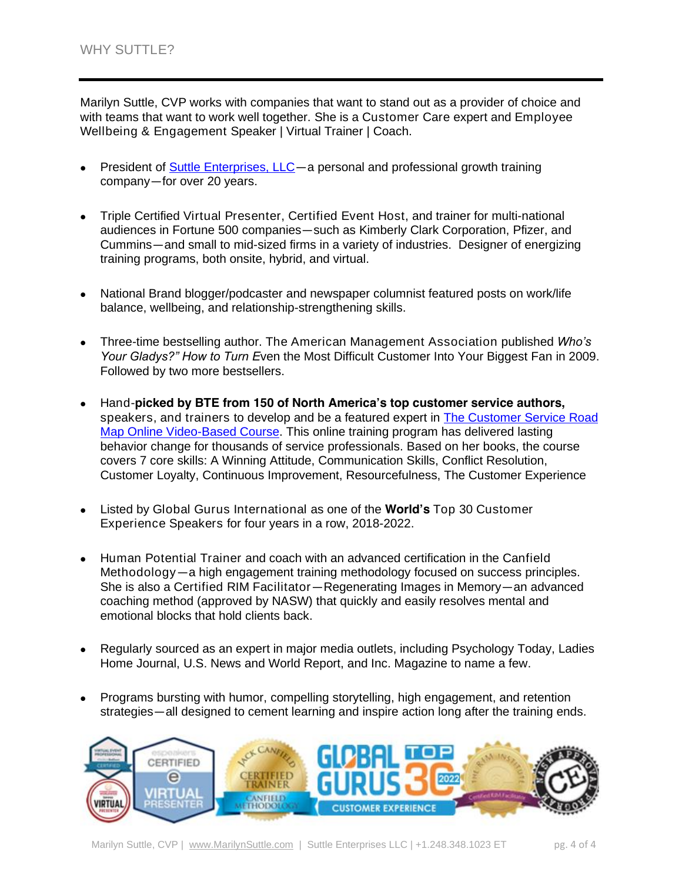# WHY SUTTLE?

Marilyn Suttle, CVP works with companies that want to stand out as a provider of choice and with teams that want to work well together. She is a Customer Care expert and Employee Wellbeing & Engagement Speaker | Virtual Trainer | Coach.

- President of Suttle Enterprises, LLC—a personal and professional growth training company—for over 20 years.
- Triple Certified Virtual Presenter, Certified Event Host, and trainer for multi-national audiences in Fortune 500 companies—such as Kimberly Clark Corporation, Pfizer, and Cummins—and small to mid-sized firms in a variety of industries. Designer of energizing training programs, both onsite, hybrid, and virtual.
- National Brand blogger/podcaster and newspaper columnist featured posts on work/life balance, wellbeing, and relationship-strengthening skills.
- Three-time bestselling author. The American Management Association published *Who's Your Gladys?" How to Turn E*ven the Most Difficult Customer Into Your Biggest Fan in 2009. Followed by two more bestsellers.
- Hand-**picked by BTE from 150 of North America's top customer service authors,** speakers, and trainers to develop and be a featured expert in The Customer Service Road Map Online Video-Based Course. This online training program has delivered lasting behavior change for thousands of service professionals. Based on her books, the course covers 7 core skills: A Winning Attitude, Communication Skills, Conflict Resolution, Customer Loyalty, Continuous Improvement, Resourcefulness, The Customer Experience
- Listed by Global Gurus International as one of the **World's** Top 30 Customer Experience Speakers for four years in a row, 2018-2022.
- Human Potential Trainer and coach with an advanced certification in the Canfield Methodology—a high engagement training methodology focused on success principles. She is also a Certified RIM Facilitator—Regenerating Images in Memory—an advanced coaching method (approved by NASW) that quickly and easily resolves mental and emotional blocks that hold clients back.
- Regularly sourced as an expert in major media outlets, including Psychology Today, Ladies Home Journal, U.S. News and World Report, and Inc. Magazine to name a few.
- Programs bursting with humor, compelling storytelling, high engagement, and retention strategies—all designed to cement learning and inspire action long after the training ends.

Marilyn Suttle, CVP | www.MarilynSuttle.com | Suttle Enterprises LLC | +1.248.348.1023 ET